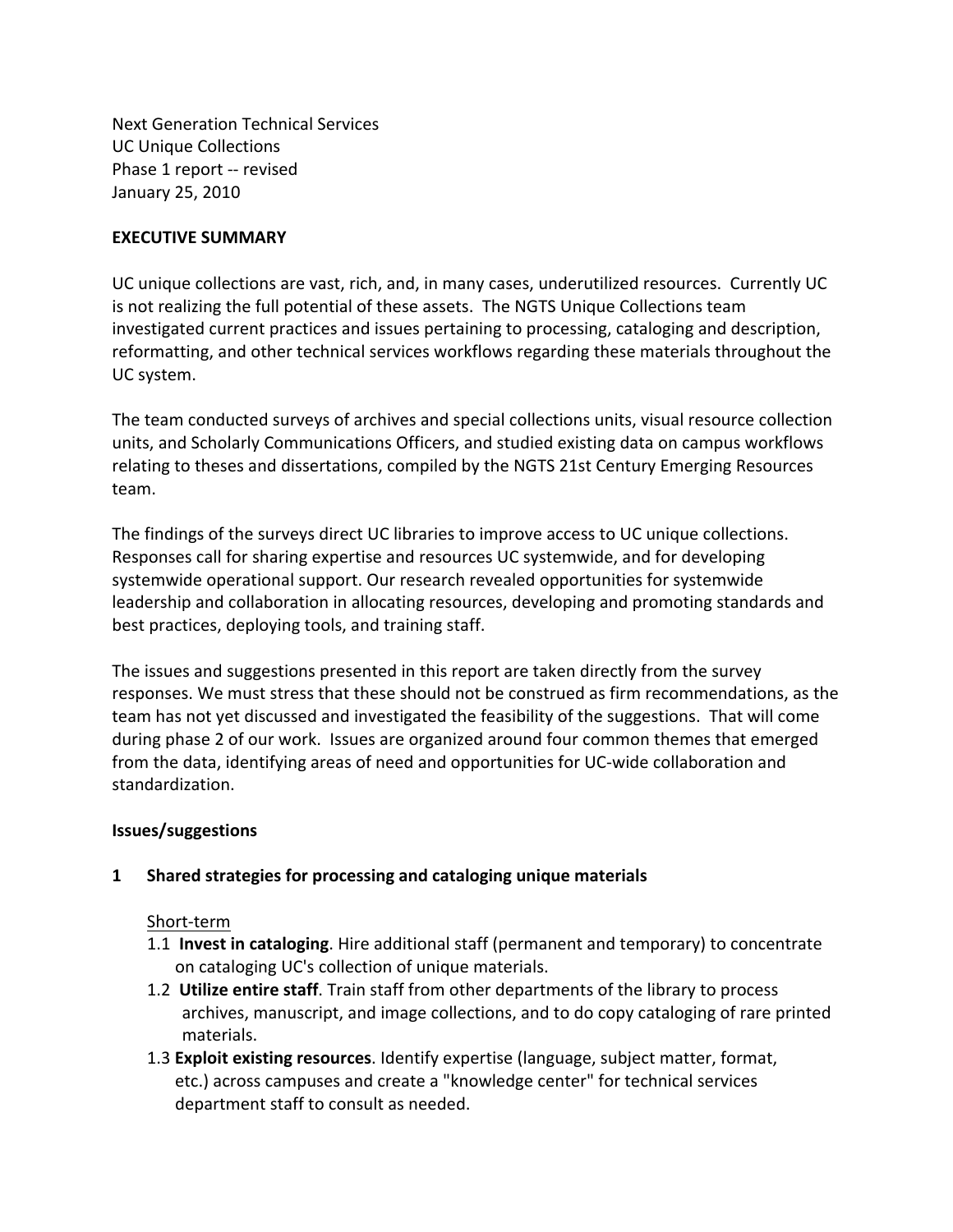Next Generation Technical Services
UC Unique Collections
Phase 1 report -- revised
January 25, 2010

## EXECUTIVE SUMMARY

UC unique collections are vast, rich, and, in many cases, underutilized resources. Currently UC is not realizing the full potential of these assets. The NGTS Unique Collections team investigated current practices and issues pertaining to processing, cataloging and description, reformatting, and other technical services workflows regarding these materials throughout the UC system.

The team conducted surveys of archives and special collections units, visual resource collection units, and Scholarly Communications Officers, and studied existing data on campus workflows relating to theses and dissertations, compiled by the NGTS 21st Century Emerging Resources team.

The findings of the surveys direct UC libraries to improve access to UC unique collections. Responses call for sharing expertise and resources UC systemwide, and for developing systemwide operational support. Our research revealed opportunities for systemwide leadership and collaboration in allocating resources, developing and promoting standards and best practices, deploying tools, and training staff.

The issues and suggestions presented in this report are taken directly from the survey responses. We must stress that these should not be construed as firm recommendations, as the team has not yet discussed and investigated the feasibility of the suggestions. That will come during phase 2 of our work. Issues are organized around four common themes that emerged from the data, identifying areas of need and opportunities for UC-wide collaboration and standardization.

### Issues/suggestions

### 1 Shared strategies for processing and cataloging unique materials

Short-term

1.1 **Invest in cataloging**. Hire additional staff (permanent and temporary) to concentrate on cataloging UC's collection of unique materials.

1.2 **Utilize entire staff**. Train staff from other departments of the library to process archives, manuscript, and image collections, and to do copy cataloging of rare printed materials.

1.3 **Exploit existing resources**. Identify expertise (language, subject matter, format, etc.) across campuses and create a "knowledge center" for technical services department staff to consult as needed.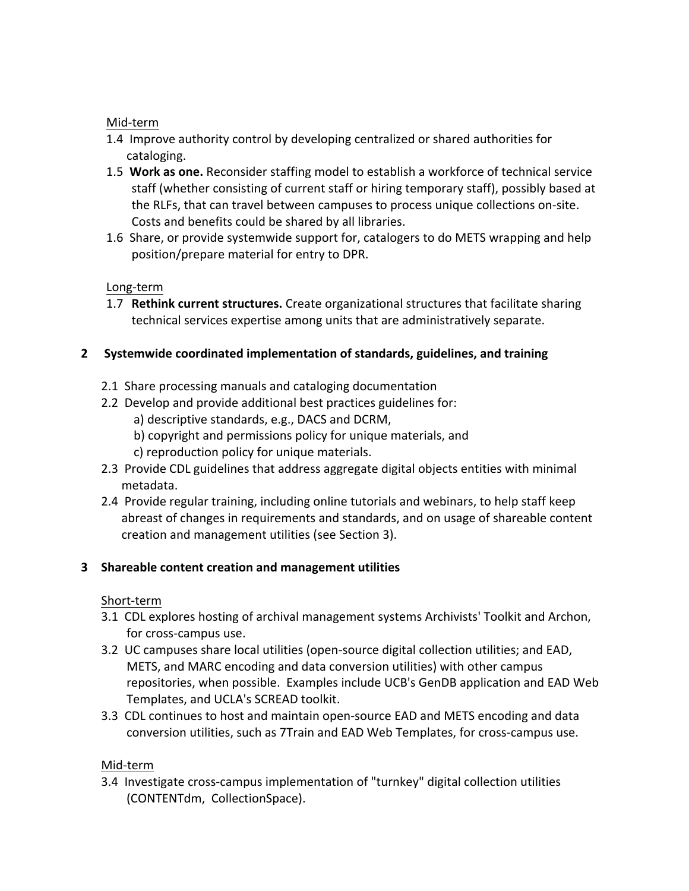<u>Mid-term</u>

1.4 Improve authority control by developing centralized or shared authorities for cataloging.

1.5 **Work as one.** Reconsider staffing model to establish a workforce of technical service staff (whether consisting of current staff or hiring temporary staff), possibly based at the RLFs, that can travel between campuses to process unique collections on-site. Costs and benefits could be shared by all libraries.

1.6 Share, or provide systemwide support for, catalogers to do METS wrapping and help position/prepare material for entry to DPR.

<u>Long-term</u>

1.7 **Rethink current structures.** Create organizational structures that facilitate sharing technical services expertise among units that are administratively separate.

## 2 Systemwide coordinated implementation of standards, guidelines, and training

2.1 Share processing manuals and cataloging documentation

2.2 Develop and provide additional best practices guidelines for:
  - a) descriptive standards, e.g., DACS and DCRM,
  - b) copyright and permissions policy for unique materials, and
  - c) reproduction policy for unique materials.

2.3 Provide CDL guidelines that address aggregate digital objects entities with minimal metadata.

2.4 Provide regular training, including online tutorials and webinars, to help staff keep abreast of changes in requirements and standards, and on usage of shareable content creation and management utilities (see Section 3).

## 3 Shareable content creation and management utilities

<u>Short-term</u>

3.1 CDL explores hosting of archival management systems Archivists' Toolkit and Archon, for cross-campus use.

3.2 UC campuses share local utilities (open-source digital collection utilities; and EAD, METS, and MARC encoding and data conversion utilities) with other campus repositories, when possible. Examples include UCB's GenDB application and EAD Web Templates, and UCLA's SCREAD toolkit.

3.3 CDL continues to host and maintain open-source EAD and METS encoding and data conversion utilities, such as 7Train and EAD Web Templates, for cross-campus use.

<u>Mid-term</u>

3.4 Investigate cross-campus implementation of "turnkey" digital collection utilities (CONTENTdm, CollectionSpace).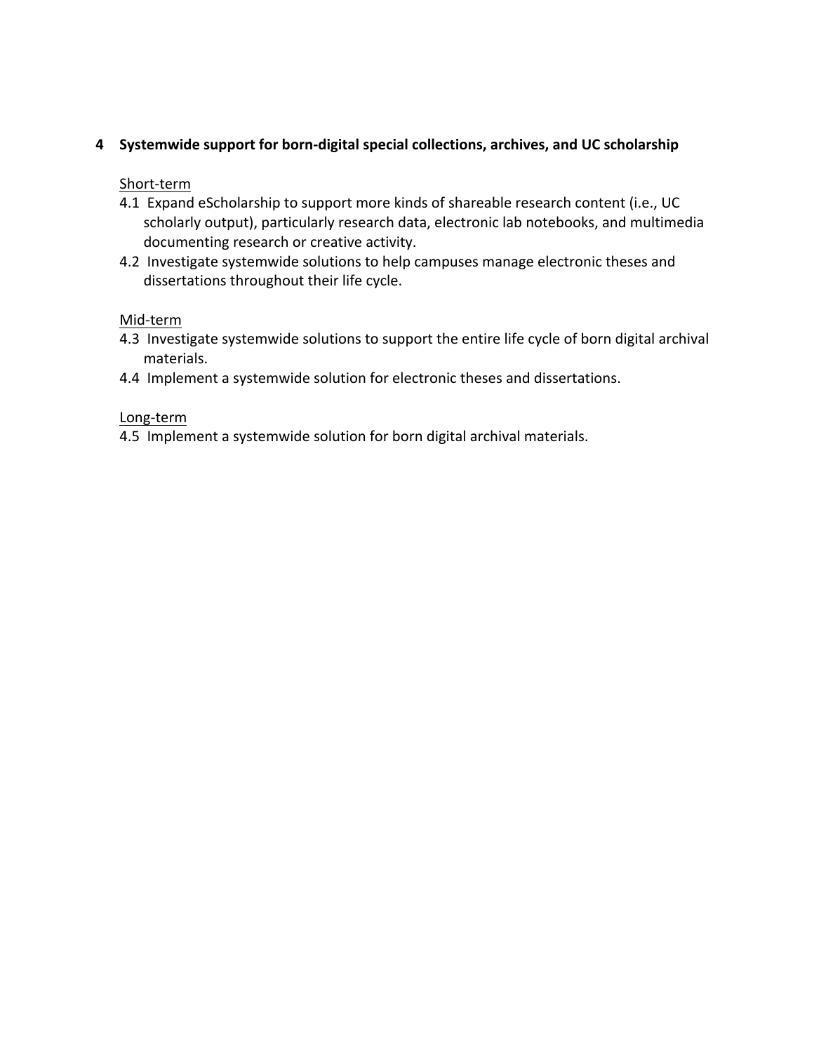**4 Systemwide support for born-digital special collections, archives, and UC scholarship**

Short-term

4.1 Expand eScholarship to support more kinds of shareable research content (i.e., UC scholarly output), particularly research data, electronic lab notebooks, and multimedia documenting research or creative activity.

4.2 Investigate systemwide solutions to help campuses manage electronic theses and dissertations throughout their life cycle.

Mid-term

4.3 Investigate systemwide solutions to support the entire life cycle of born digital archival materials.

4.4 Implement a systemwide solution for electronic theses and dissertations.

Long-term

4.5 Implement a systemwide solution for born digital archival materials.